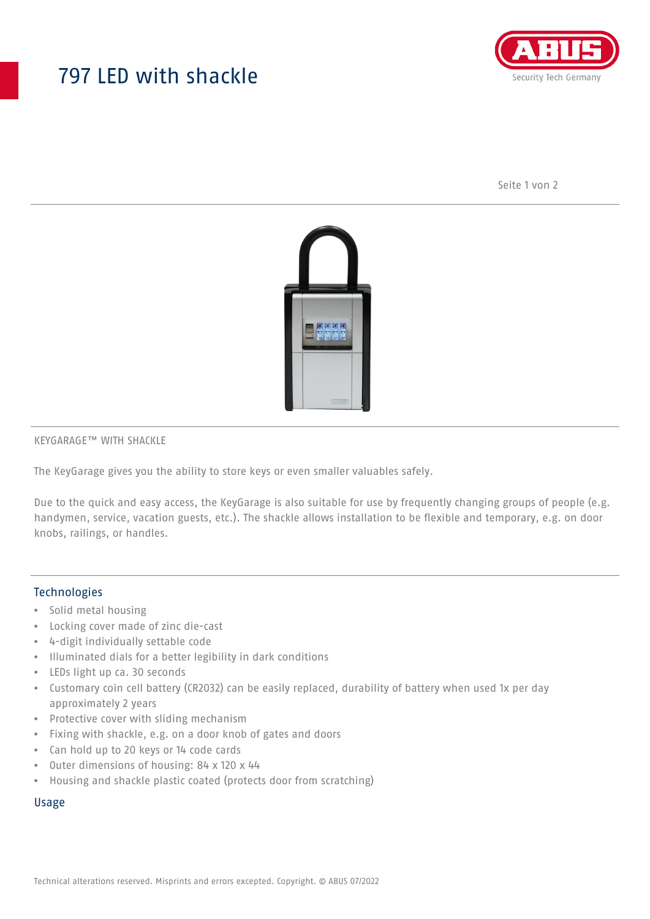# 797 LED with shackle

KEYGARAGE™ WITH SHACKLE

The KeyGarage gives you the ability to store keys or even smaller valuables safely.

Due to the quick and easy access, the KeyGarage is also suitable for use by frequently changing groups of people (e.g. handymen, service, vacation guests, etc.). The shackle allows installation to be flexible and temporary, e.g. on door knobs, railings, or handles.

## Technologies

- Solid metal housing
- Locking cover made of zinc die-cast
- 4-digit individually settable code
- Illuminated dials for a better legibility in dark conditions
- LEDs light up ca. 30 seconds
- Customary coin cell battery (CR2032) can be easily replaced, durability of battery when used 1x per day approximately 2 years
- Protective cover with sliding mechanism
- Fixing with shackle, e.g. on a door knob of gates and doors
- Can hold up to 20 keys or 14 code cards
- Outer dimensions of housing: 84 x 120 x 44
- Housing and shackle plastic coated (protects door from scratching)

## Usage

Technical alterations reserved. Misprints and errors excepted. Copyright. © ABUS 07/2022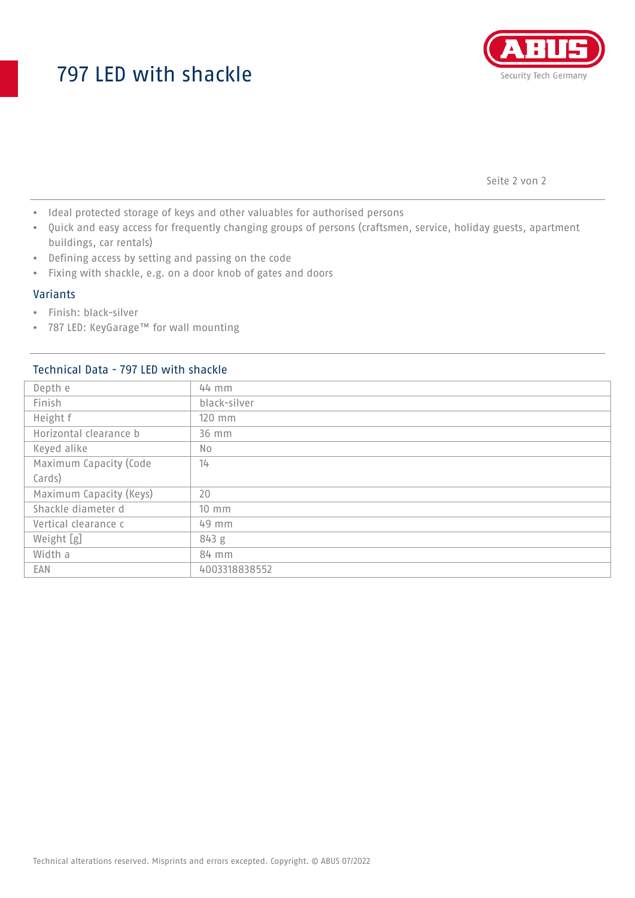# 797 LED with shackle

- Ideal protected storage of keys and other valuables for authorised persons
- Quick and easy access for frequently changing groups of persons (craftsmen, service, holiday guests, apartment buildings, car rentals)
- Defining access by setting and passing on the code
- Fixing with shackle, e.g. on a door knob of gates and doors

## Variants

- Finish: black-silver
- 787 LED: KeyGarage™ for wall mounting

## Technical Data - 797 LED with shackle

| | |
|---|---|
| Depth e | 44 mm |
| Finish | black-silver |
| Height f | 120 mm |
| Horizontal clearance b | 36 mm |
| Keyed alike | No |
| Maximum Capacity (Code Cards) | 14 |
| Maximum Capacity (Keys) | 20 |
| Shackle diameter d | 10 mm |
| Vertical clearance c | 49 mm |
| Weight [g] | 843 g |
| Width a | 84 mm |
| EAN | 4003318838552 |

Technical alterations reserved. Misprints and errors excepted. Copyright. © ABUS 07/2022